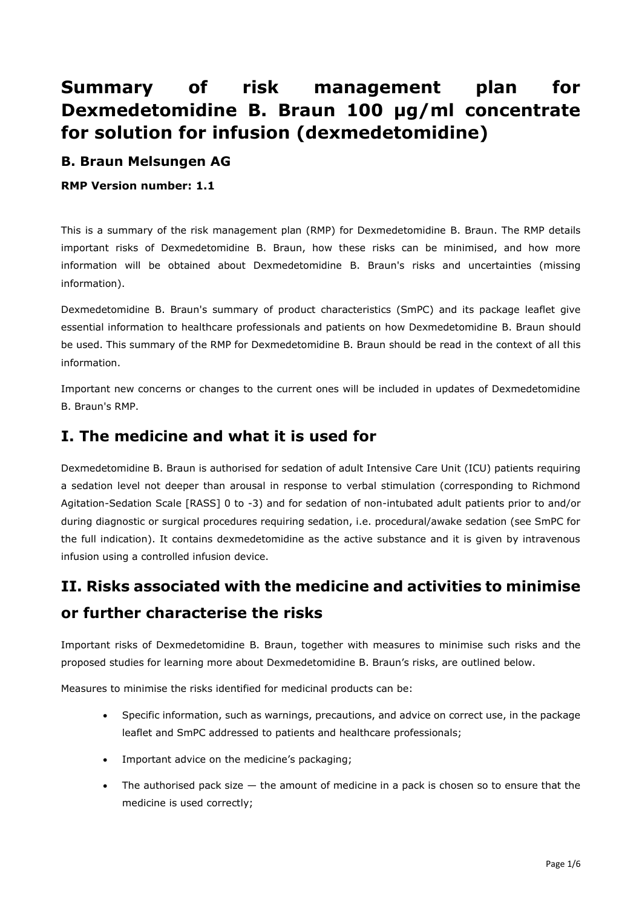# Summary of risk management plan for Dexmedetomidine B. Braun 100 µg/ml concentrate for solution for infusion (dexmedetomidine)

## B. Braun Melsungen AG

**RMP Version number: 1.1**

This is a summary of the risk management plan (RMP) for Dexmedetomidine B. Braun. The RMP details important risks of Dexmedetomidine B. Braun, how these risks can be minimised, and how more information will be obtained about Dexmedetomidine B. Braun's risks and uncertainties (missing information).

Dexmedetomidine B. Braun's summary of product characteristics (SmPC) and its package leaflet give essential information to healthcare professionals and patients on how Dexmedetomidine B. Braun should be used. This summary of the RMP for Dexmedetomidine B. Braun should be read in the context of all this information.

Important new concerns or changes to the current ones will be included in updates of Dexmedetomidine B. Braun's RMP.

## I. The medicine and what it is used for

Dexmedetomidine B. Braun is authorised for sedation of adult Intensive Care Unit (ICU) patients requiring a sedation level not deeper than arousal in response to verbal stimulation (corresponding to Richmond Agitation-Sedation Scale [RASS] 0 to -3) and for sedation of non-intubated adult patients prior to and/or during diagnostic or surgical procedures requiring sedation, i.e. procedural/awake sedation (see SmPC for the full indication). It contains dexmedetomidine as the active substance and it is given by intravenous infusion using a controlled infusion device.

## II. Risks associated with the medicine and activities to minimise or further characterise the risks

Important risks of Dexmedetomidine B. Braun, together with measures to minimise such risks and the proposed studies for learning more about Dexmedetomidine B. Braun's risks, are outlined below.

Measures to minimise the risks identified for medicinal products can be:

- Specific information, such as warnings, precautions, and advice on correct use, in the package leaflet and SmPC addressed to patients and healthcare professionals;
- Important advice on the medicine's packaging;
- The authorised pack size — the amount of medicine in a pack is chosen so to ensure that the medicine is used correctly;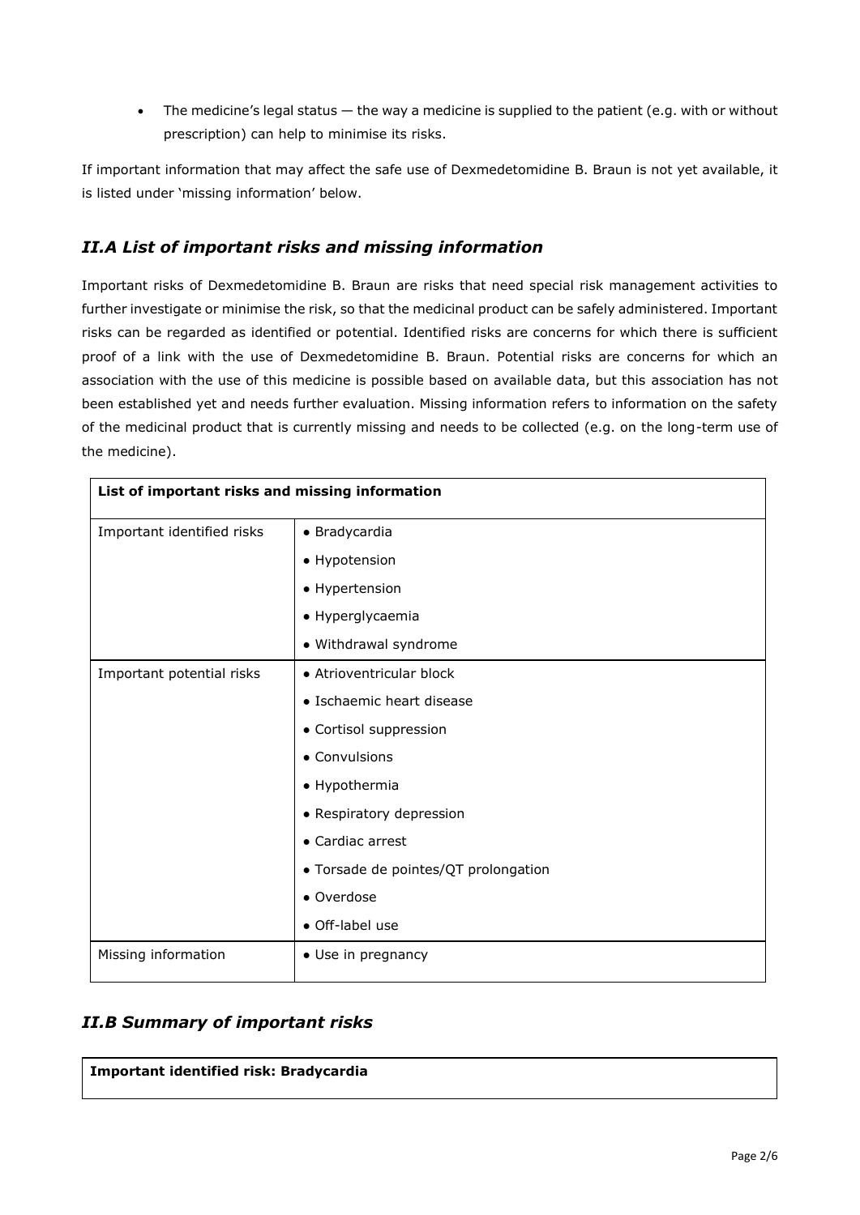- The medicine's legal status — the way a medicine is supplied to the patient (e.g. with or without prescription) can help to minimise its risks.

If important information that may affect the safe use of Dexmedetomidine B. Braun is not yet available, it is listed under 'missing information' below.

## *II.A List of important risks and missing information*

Important risks of Dexmedetomidine B. Braun are risks that need special risk management activities to further investigate or minimise the risk, so that the medicinal product can be safely administered. Important risks can be regarded as identified or potential. Identified risks are concerns for which there is sufficient proof of a link with the use of Dexmedetomidine B. Braun. Potential risks are concerns for which an association with the use of this medicine is possible based on available data, but this association has not been established yet and needs further evaluation. Missing information refers to information on the safety of the medicinal product that is currently missing and needs to be collected (e.g. on the long-term use of the medicine).

| **List of important risks and missing information** | |
|---|---|
| Important identified risks | • Bradycardia<br>• Hypotension<br>• Hypertension<br>• Hyperglycaemia<br>• Withdrawal syndrome |
| Important potential risks | • Atrioventricular block<br>• Ischaemic heart disease<br>• Cortisol suppression<br>• Convulsions<br>• Hypothermia<br>• Respiratory depression<br>• Cardiac arrest<br>• Torsade de pointes/QT prolongation<br>• Overdose<br>• Off-label use |
| Missing information | • Use in pregnancy |

## *II.B Summary of important risks*

| **Important identified risk: Bradycardia** |
|---|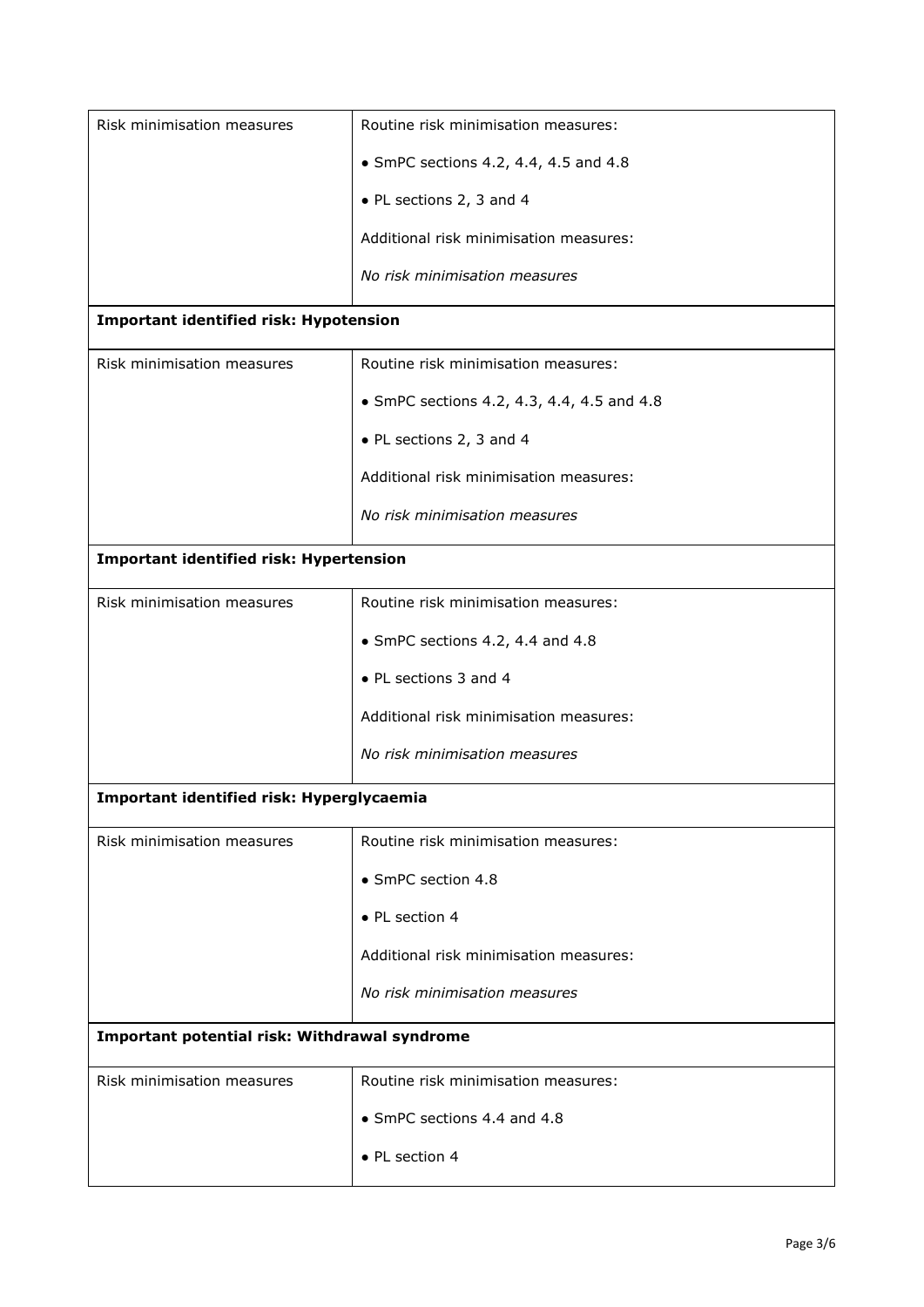| Risk minimisation measures | Routine risk minimisation measures:<br>• SmPC sections 4.2, 4.4, 4.5 and 4.8<br>• PL sections 2, 3 and 4<br>Additional risk minimisation measures:<br>*No risk minimisation measures* |
|---|---|

**Important identified risk: Hypotension**

| Risk minimisation measures | Routine risk minimisation measures:<br>• SmPC sections 4.2, 4.3, 4.4, 4.5 and 4.8<br>• PL sections 2, 3 and 4<br>Additional risk minimisation measures:<br>*No risk minimisation measures* |
|---|---|

**Important identified risk: Hypertension**

| Risk minimisation measures | Routine risk minimisation measures:<br>• SmPC sections 4.2, 4.4 and 4.8<br>• PL sections 3 and 4<br>Additional risk minimisation measures:<br>*No risk minimisation measures* |
|---|---|

**Important identified risk: Hyperglycaemia**

| Risk minimisation measures | Routine risk minimisation measures:<br>• SmPC section 4.8<br>• PL section 4<br>Additional risk minimisation measures:<br>*No risk minimisation measures* |
|---|---|

**Important potential risk: Withdrawal syndrome**

| Risk minimisation measures | Routine risk minimisation measures:<br>• SmPC sections 4.4 and 4.8<br>• PL section 4 |
|---|---|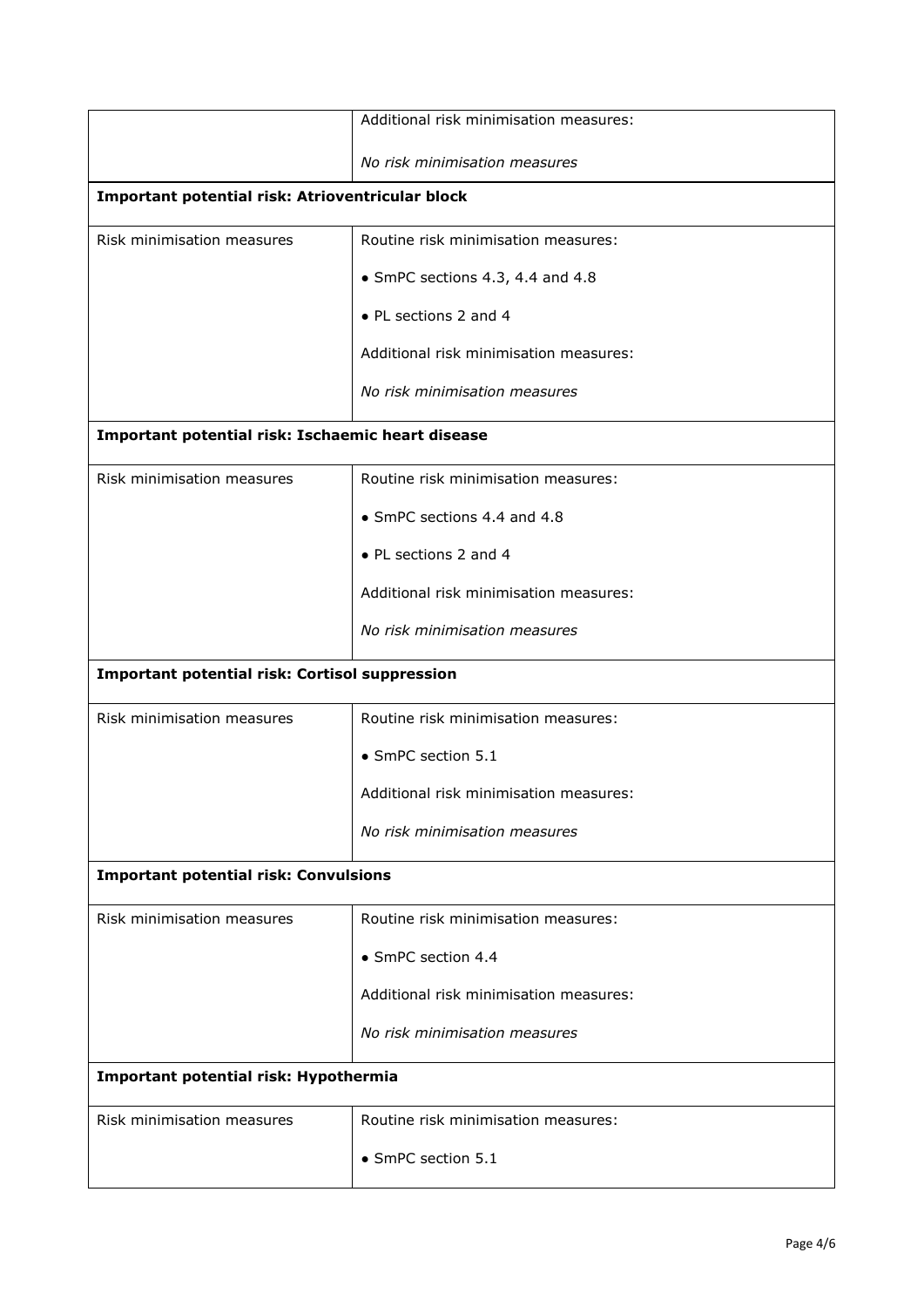| | |
|---|---|
| | Additional risk minimisation measures:<br><br>*No risk minimisation measures* |
| **Important potential risk: Atrioventricular block** | |
| Risk minimisation measures | Routine risk minimisation measures:<br><br>• SmPC sections 4.3, 4.4 and 4.8<br><br>• PL sections 2 and 4<br><br>Additional risk minimisation measures:<br><br>*No risk minimisation measures* |
| **Important potential risk: Ischaemic heart disease** | |
| Risk minimisation measures | Routine risk minimisation measures:<br><br>• SmPC sections 4.4 and 4.8<br><br>• PL sections 2 and 4<br><br>Additional risk minimisation measures:<br><br>*No risk minimisation measures* |
| **Important potential risk: Cortisol suppression** | |
| Risk minimisation measures | Routine risk minimisation measures:<br><br>• SmPC section 5.1<br><br>Additional risk minimisation measures:<br><br>*No risk minimisation measures* |
| **Important potential risk: Convulsions** | |
| Risk minimisation measures | Routine risk minimisation measures:<br><br>• SmPC section 4.4<br><br>Additional risk minimisation measures:<br><br>*No risk minimisation measures* |
| **Important potential risk: Hypothermia** | |
| Risk minimisation measures | Routine risk minimisation measures:<br><br>• SmPC section 5.1 |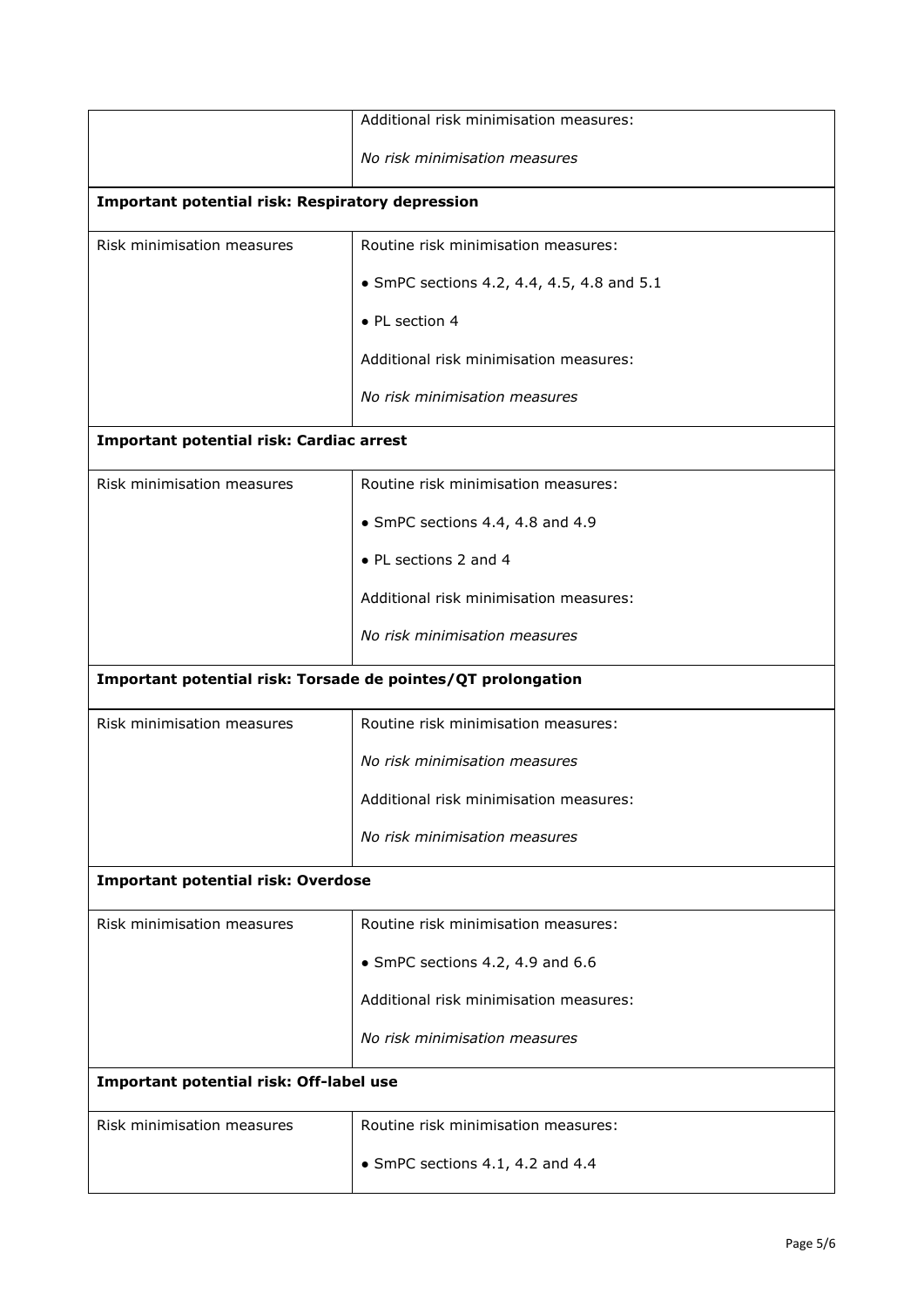| | Additional risk minimisation measures:<br><br>*No risk minimisation measures* |
|---|---|
| **Important potential risk: Respiratory depression** | |
| Risk minimisation measures | Routine risk minimisation measures:<br><br>• SmPC sections 4.2, 4.4, 4.5, 4.8 and 5.1<br><br>• PL section 4<br><br>Additional risk minimisation measures:<br><br>*No risk minimisation measures* |
| **Important potential risk: Cardiac arrest** | |
| Risk minimisation measures | Routine risk minimisation measures:<br><br>• SmPC sections 4.4, 4.8 and 4.9<br><br>• PL sections 2 and 4<br><br>Additional risk minimisation measures:<br><br>*No risk minimisation measures* |
| **Important potential risk: Torsade de pointes/QT prolongation** | |
| Risk minimisation measures | Routine risk minimisation measures:<br><br>*No risk minimisation measures*<br><br>Additional risk minimisation measures:<br><br>*No risk minimisation measures* |
| **Important potential risk: Overdose** | |
| Risk minimisation measures | Routine risk minimisation measures:<br><br>• SmPC sections 4.2, 4.9 and 6.6<br><br>Additional risk minimisation measures:<br><br>*No risk minimisation measures* |
| **Important potential risk: Off-label use** | |
| Risk minimisation measures | Routine risk minimisation measures:<br><br>• SmPC sections 4.1, 4.2 and 4.4 |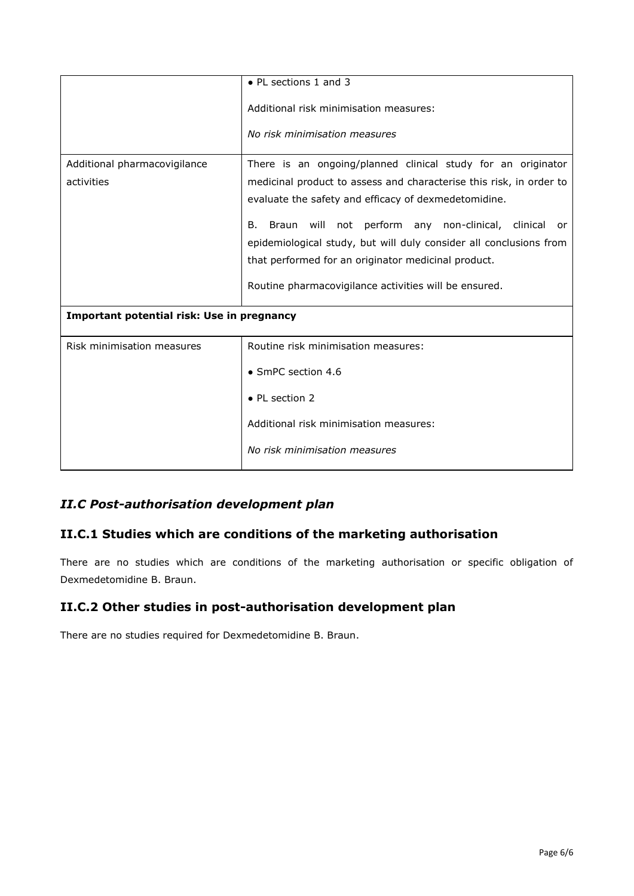| | |
|---|---|
| | • PL sections 1 and 3<br><br>Additional risk minimisation measures:<br><br>*No risk minimisation measures* |
| Additional pharmacovigilance activities | There is an ongoing/planned clinical study for an originator medicinal product to assess and characterise this risk, in order to evaluate the safety and efficacy of dexmedetomidine.<br><br>B. Braun will not perform any non-clinical, clinical or epidemiological study, but will duly consider all conclusions from that performed for an originator medicinal product.<br><br>Routine pharmacovigilance activities will be ensured. |
| **Important potential risk: Use in pregnancy** | |
| Risk minimisation measures | Routine risk minimisation measures:<br><br>• SmPC section 4.6<br><br>• PL section 2<br><br>Additional risk minimisation measures:<br><br>*No risk minimisation measures* |

## *II.C Post-authorisation development plan*

### II.C.1 Studies which are conditions of the marketing authorisation

There are no studies which are conditions of the marketing authorisation or specific obligation of Dexmedetomidine B. Braun.

### II.C.2 Other studies in post-authorisation development plan

There are no studies required for Dexmedetomidine B. Braun.